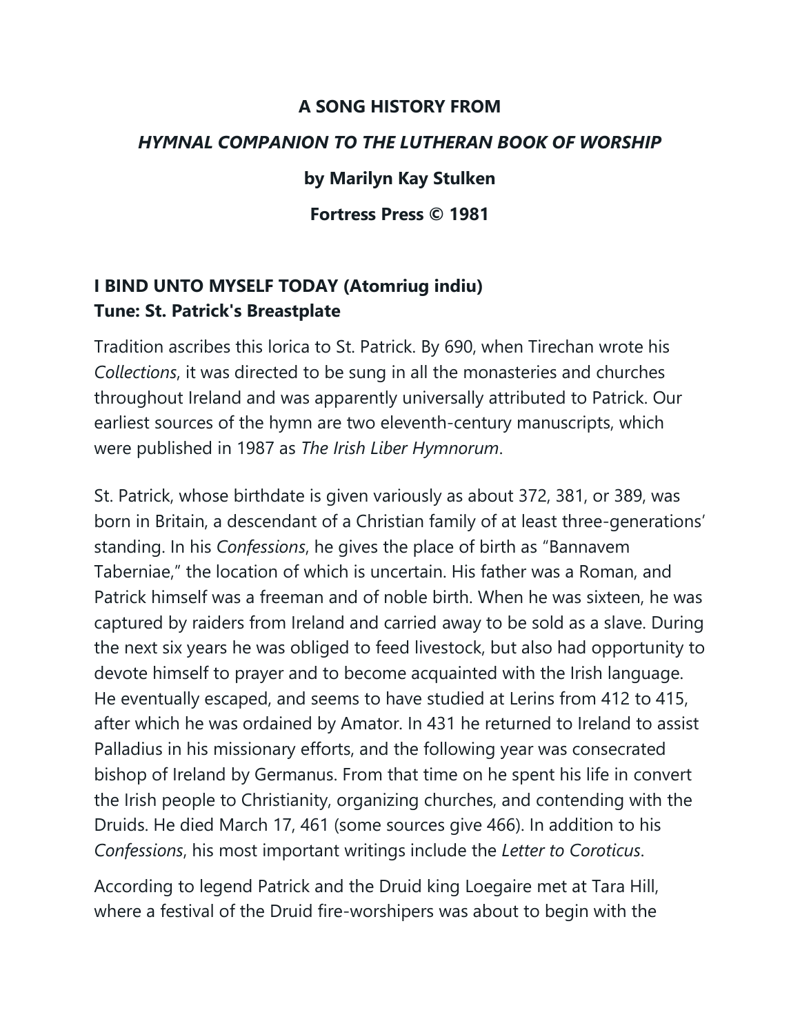**A SONG HISTORY FROM**

***HYMNAL COMPANION TO THE LUTHERAN BOOK OF WORSHIP***

**by Marilyn Kay Stulken**

**Fortress Press © 1981**

## I BIND UNTO MYSELF TODAY (Atomriug indiu)
## Tune: St. Patrick's Breastplate

Tradition ascribes this lorica to St. Patrick. By 690, when Tirechan wrote his *Collections*, it was directed to be sung in all the monasteries and churches throughout Ireland and was apparently universally attributed to Patrick. Our earliest sources of the hymn are two eleventh-century manuscripts, which were published in 1987 as *The Irish Liber Hymnorum*.

St. Patrick, whose birthdate is given variously as about 372, 381, or 389, was born in Britain, a descendant of a Christian family of at least three-generations' standing. In his *Confessions*, he gives the place of birth as "Bannavem Taberniae," the location of which is uncertain. His father was a Roman, and Patrick himself was a freeman and of noble birth. When he was sixteen, he was captured by raiders from Ireland and carried away to be sold as a slave. During the next six years he was obliged to feed livestock, but also had opportunity to devote himself to prayer and to become acquainted with the Irish language. He eventually escaped, and seems to have studied at Lerins from 412 to 415, after which he was ordained by Amator. In 431 he returned to Ireland to assist Palladius in his missionary efforts, and the following year was consecrated bishop of Ireland by Germanus. From that time on he spent his life in convert the Irish people to Christianity, organizing churches, and contending with the Druids. He died March 17, 461 (some sources give 466). In addition to his *Confessions*, his most important writings include the *Letter to Coroticus*.

According to legend Patrick and the Druid king Loegaire met at Tara Hill, where a festival of the Druid fire-worshipers was about to begin with the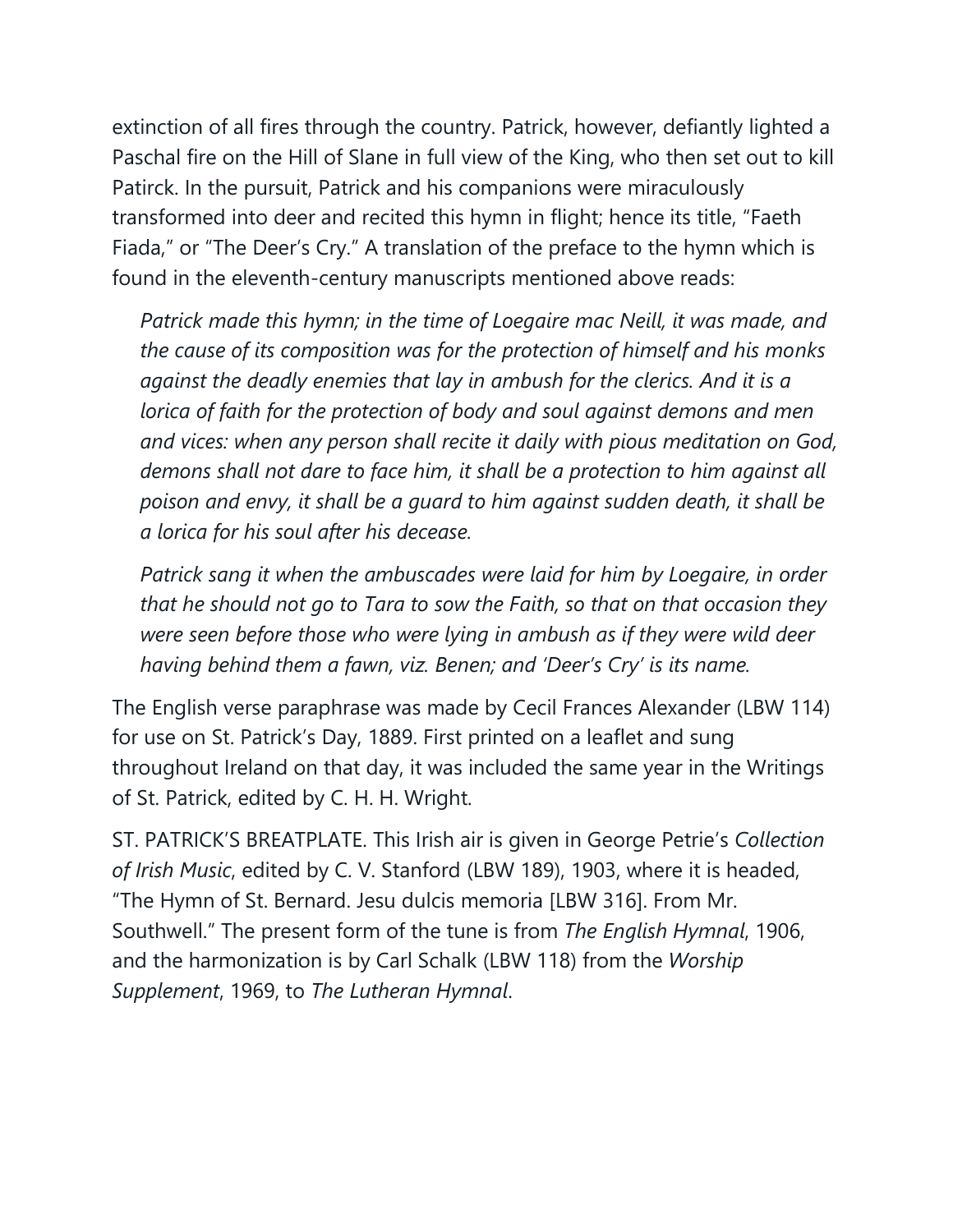extinction of all fires through the country. Patrick, however, defiantly lighted a Paschal fire on the Hill of Slane in full view of the King, who then set out to kill Patirck. In the pursuit, Patrick and his companions were miraculously transformed into deer and recited this hymn in flight; hence its title, "Faeth Fiada," or "The Deer's Cry." A translation of the preface to the hymn which is found in the eleventh-century manuscripts mentioned above reads:

> *Patrick made this hymn; in the time of Loegaire mac Neill, it was made, and the cause of its composition was for the protection of himself and his monks against the deadly enemies that lay in ambush for the clerics. And it is a lorica of faith for the protection of body and soul against demons and men and vices: when any person shall recite it daily with pious meditation on God, demons shall not dare to face him, it shall be a protection to him against all poison and envy, it shall be a guard to him against sudden death, it shall be a lorica for his soul after his decease.*
>
> *Patrick sang it when the ambuscades were laid for him by Loegaire, in order that he should not go to Tara to sow the Faith, so that on that occasion they were seen before those who were lying in ambush as if they were wild deer having behind them a fawn, viz. Benen; and 'Deer's Cry' is its name.*

The English verse paraphrase was made by Cecil Frances Alexander (LBW 114) for use on St. Patrick's Day, 1889. First printed on a leaflet and sung throughout Ireland on that day, it was included the same year in the Writings of St. Patrick, edited by C. H. H. Wright.

ST. PATRICK'S BREATPLATE. This Irish air is given in George Petrie's *Collection of Irish Music*, edited by C. V. Stanford (LBW 189), 1903, where it is headed, "The Hymn of St. Bernard. Jesu dulcis memoria [LBW 316]. From Mr. Southwell." The present form of the tune is from *The English Hymnal*, 1906, and the harmonization is by Carl Schalk (LBW 118) from the *Worship Supplement*, 1969, to *The Lutheran Hymnal*.